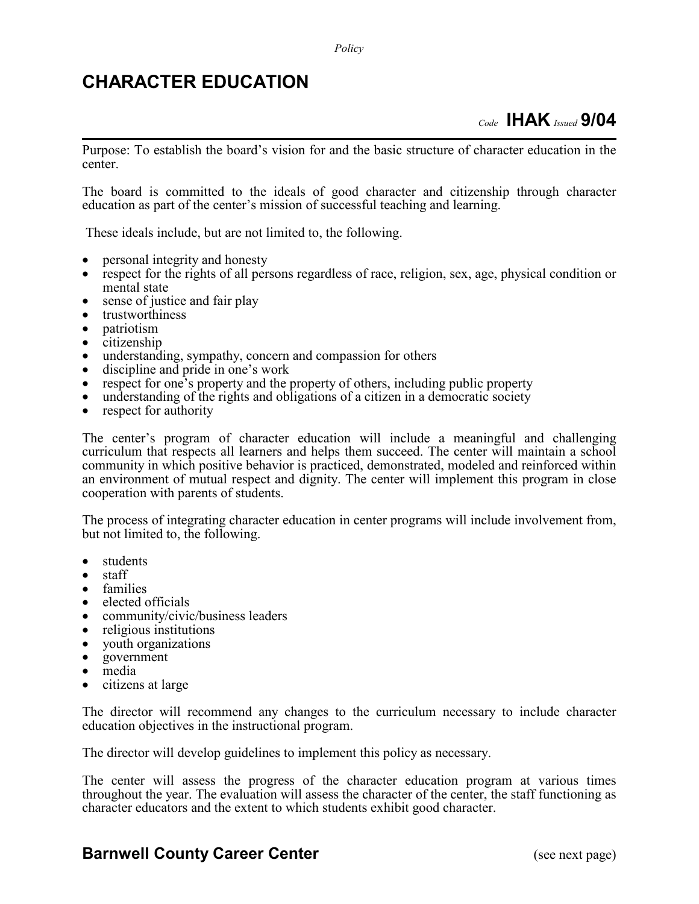*Policy*

# CHARACTER EDUCATION

*Code* **IHAK** *Issued* **9/04**

Purpose: To establish the board's vision for and the basic structure of character education in the center.

The board is committed to the ideals of good character and citizenship through character education as part of the center's mission of successful teaching and learning.

These ideals include, but are not limited to, the following.

- personal integrity and honesty
- respect for the rights of all persons regardless of race, religion, sex, age, physical condition or mental state
- sense of justice and fair play
- trustworthiness
- patriotism
- citizenship
- understanding, sympathy, concern and compassion for others
- discipline and pride in one's work
- respect for one's property and the property of others, including public property
- understanding of the rights and obligations of a citizen in a democratic society
- respect for authority

The center's program of character education will include a meaningful and challenging curriculum that respects all learners and helps them succeed. The center will maintain a school community in which positive behavior is practiced, demonstrated, modeled and reinforced within an environment of mutual respect and dignity. The center will implement this program in close cooperation with parents of students.

The process of integrating character education in center programs will include involvement from, but not limited to, the following.

- students
- staff
- families
- elected officials
- community/civic/business leaders
- religious institutions
- youth organizations
- government
- media
- citizens at large

The director will recommend any changes to the curriculum necessary to include character education objectives in the instructional program.

The director will develop guidelines to implement this policy as necessary.

The center will assess the progress of the character education program at various times throughout the year. The evaluation will assess the character of the center, the staff functioning as character educators and the extent to which students exhibit good character.

**Barnwell County Career Center** (see next page)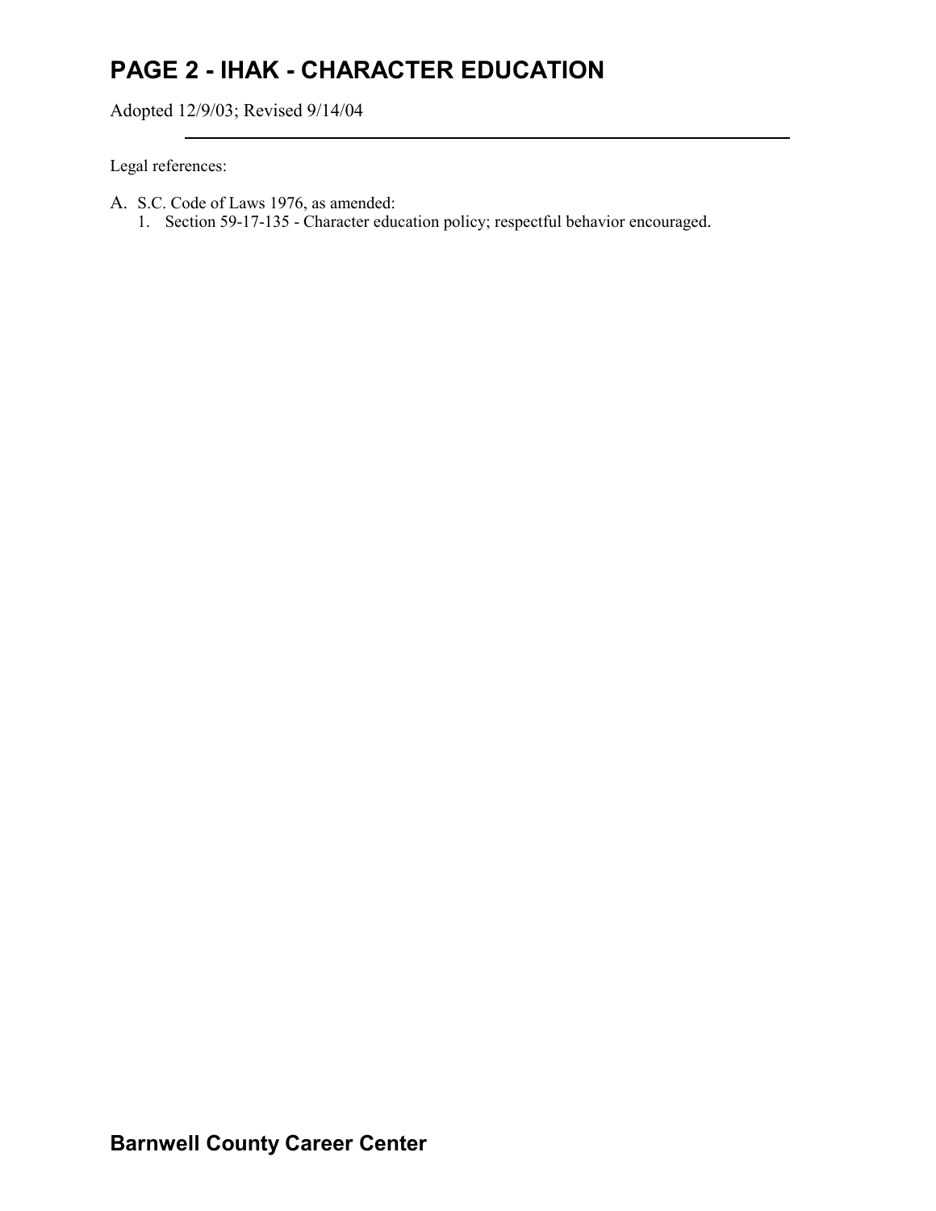Adopted 12/9/03; Revised 9/14/04

Legal references:

A. S.C. Code of Laws 1976, as amended:
   1. Section 59-17-135 - Character education policy; respectful behavior encouraged.